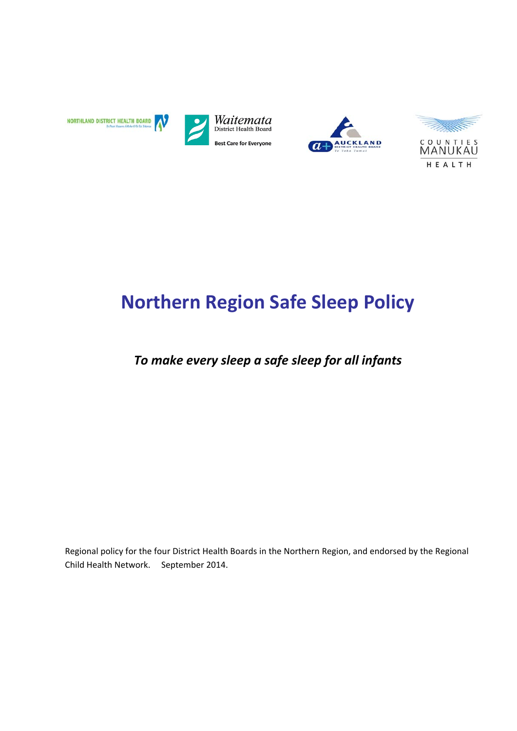# Northern Region Safe Sleep Policy

***To make every sleep a safe sleep for all infants***

Regional policy for the four District Health Boards in the Northern Region, and endorsed by the Regional Child Health Network. September 2014.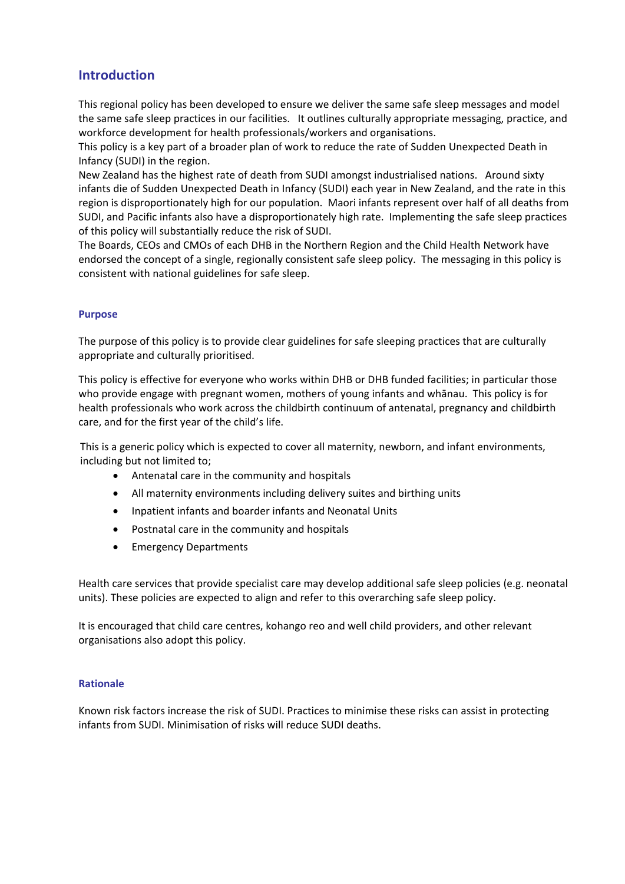## Introduction

This regional policy has been developed to ensure we deliver the same safe sleep messages and model the same safe sleep practices in our facilities. It outlines culturally appropriate messaging, practice, and workforce development for health professionals/workers and organisations.
This policy is a key part of a broader plan of work to reduce the rate of Sudden Unexpected Death in Infancy (SUDI) in the region.
New Zealand has the highest rate of death from SUDI amongst industrialised nations. Around sixty infants die of Sudden Unexpected Death in Infancy (SUDI) each year in New Zealand, and the rate in this region is disproportionately high for our population. Maori infants represent over half of all deaths from SUDI, and Pacific infants also have a disproportionately high rate. Implementing the safe sleep practices of this policy will substantially reduce the risk of SUDI.
The Boards, CEOs and CMOs of each DHB in the Northern Region and the Child Health Network have endorsed the concept of a single, regionally consistent safe sleep policy. The messaging in this policy is consistent with national guidelines for safe sleep.

### Purpose

The purpose of this policy is to provide clear guidelines for safe sleeping practices that are culturally appropriate and culturally prioritised.

This policy is effective for everyone who works within DHB or DHB funded facilities; in particular those who provide engage with pregnant women, mothers of young infants and whānau. This policy is for health professionals who work across the childbirth continuum of antenatal, pregnancy and childbirth care, and for the first year of the child's life.

This is a generic policy which is expected to cover all maternity, newborn, and infant environments, including but not limited to;

- Antenatal care in the community and hospitals
- All maternity environments including delivery suites and birthing units
- Inpatient infants and boarder infants and Neonatal Units
- Postnatal care in the community and hospitals
- Emergency Departments

Health care services that provide specialist care may develop additional safe sleep policies (e.g. neonatal units). These policies are expected to align and refer to this overarching safe sleep policy.

It is encouraged that child care centres, kohango reo and well child providers, and other relevant organisations also adopt this policy.

### Rationale

Known risk factors increase the risk of SUDI. Practices to minimise these risks can assist in protecting infants from SUDI. Minimisation of risks will reduce SUDI deaths.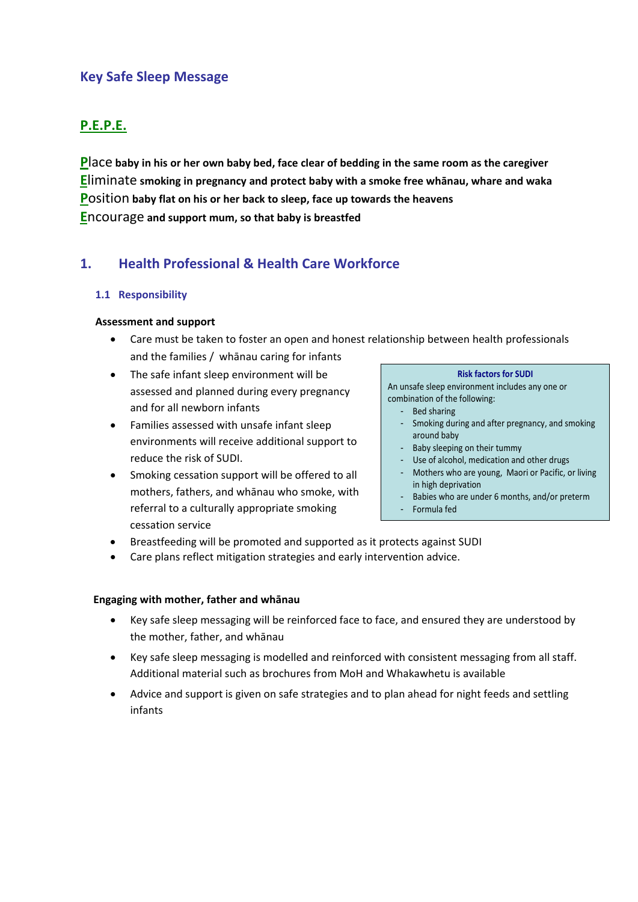## Key Safe Sleep Message

### P.E.P.E.

**P**lace **baby in his or her own baby bed, face clear of bedding in the same room as the caregiver**
**E**liminate **smoking in pregnancy and protect baby with a smoke free whānau, whare and waka**
**P**osition **baby flat on his or her back to sleep, face up towards the heavens**
**E**ncourage **and support mum, so that baby is breastfed**

## 1. Health Professional & Health Care Workforce

### 1.1 Responsibility

**Assessment and support**

- Care must be taken to foster an open and honest relationship between health professionals and the families / whānau caring for infants
- The safe infant sleep environment will be assessed and planned during every pregnancy and for all newborn infants
- Families assessed with unsafe infant sleep environments will receive additional support to reduce the risk of SUDI.
- Smoking cessation support will be offered to all mothers, fathers, and whānau who smoke, with referral to a culturally appropriate smoking cessation service
- Breastfeeding will be promoted and supported as it protects against SUDI
- Care plans reflect mitigation strategies and early intervention advice.

> **Risk factors for SUDI**
>
> An unsafe sleep environment includes any one or combination of the following:
>
> - Bed sharing
> - Smoking during and after pregnancy, and smoking around baby
> - Baby sleeping on their tummy
> - Use of alcohol, medication and other drugs
> - Mothers who are young, Maori or Pacific, or living in high deprivation
> - Babies who are under 6 months, and/or preterm
> - Formula fed

**Engaging with mother, father and whānau**

- Key safe sleep messaging will be reinforced face to face, and ensured they are understood by the mother, father, and whānau
- Key safe sleep messaging is modelled and reinforced with consistent messaging from all staff. Additional material such as brochures from MoH and Whakawhetu is available
- Advice and support is given on safe strategies and to plan ahead for night feeds and settling infants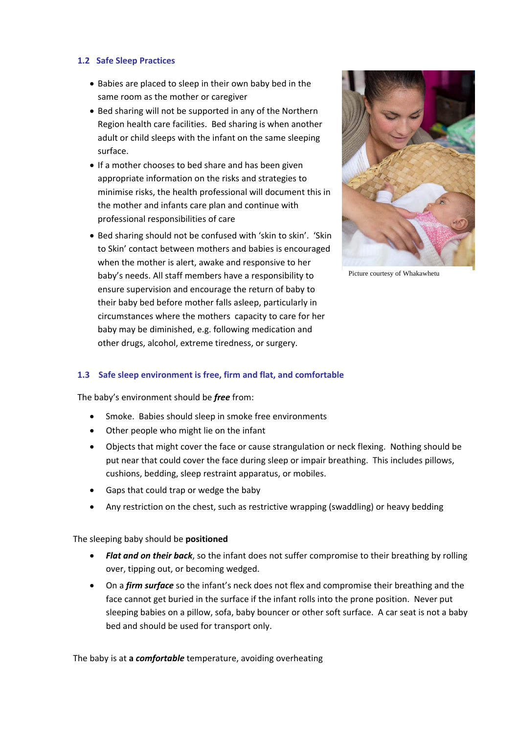## 1.2 Safe Sleep Practices

- Babies are placed to sleep in their own baby bed in the same room as the mother or caregiver
- Bed sharing will not be supported in any of the Northern Region health care facilities. Bed sharing is when another adult or child sleeps with the infant on the same sleeping surface.
- If a mother chooses to bed share and has been given appropriate information on the risks and strategies to minimise risks, the health professional will document this in the mother and infants care plan and continue with professional responsibilities of care
- Bed sharing should not be confused with 'skin to skin'. 'Skin to Skin' contact between mothers and babies is encouraged when the mother is alert, awake and responsive to her baby's needs. All staff members have a responsibility to ensure supervision and encourage the return of baby to their baby bed before mother falls asleep, particularly in circumstances where the mothers capacity to care for her baby may be diminished, e.g. following medication and other drugs, alcohol, extreme tiredness, or surgery.

Picture courtesy of Whakawhetu

## 1.3 Safe sleep environment is free, firm and flat, and comfortable

The baby's environment should be ***free*** from:

- Smoke. Babies should sleep in smoke free environments
- Other people who might lie on the infant
- Objects that might cover the face or cause strangulation or neck flexing. Nothing should be put near that could cover the face during sleep or impair breathing. This includes pillows, cushions, bedding, sleep restraint apparatus, or mobiles.
- Gaps that could trap or wedge the baby
- Any restriction on the chest, such as restrictive wrapping (swaddling) or heavy bedding

The sleeping baby should be **positioned**

- ***Flat and on their back***, so the infant does not suffer compromise to their breathing by rolling over, tipping out, or becoming wedged.
- On a ***firm surface*** so the infant's neck does not flex and compromise their breathing and the face cannot get buried in the surface if the infant rolls into the prone position. Never put sleeping babies on a pillow, sofa, baby bouncer or other soft surface. A car seat is not a baby bed and should be used for transport only.

The baby is at **a *comfortable*** temperature, avoiding overheating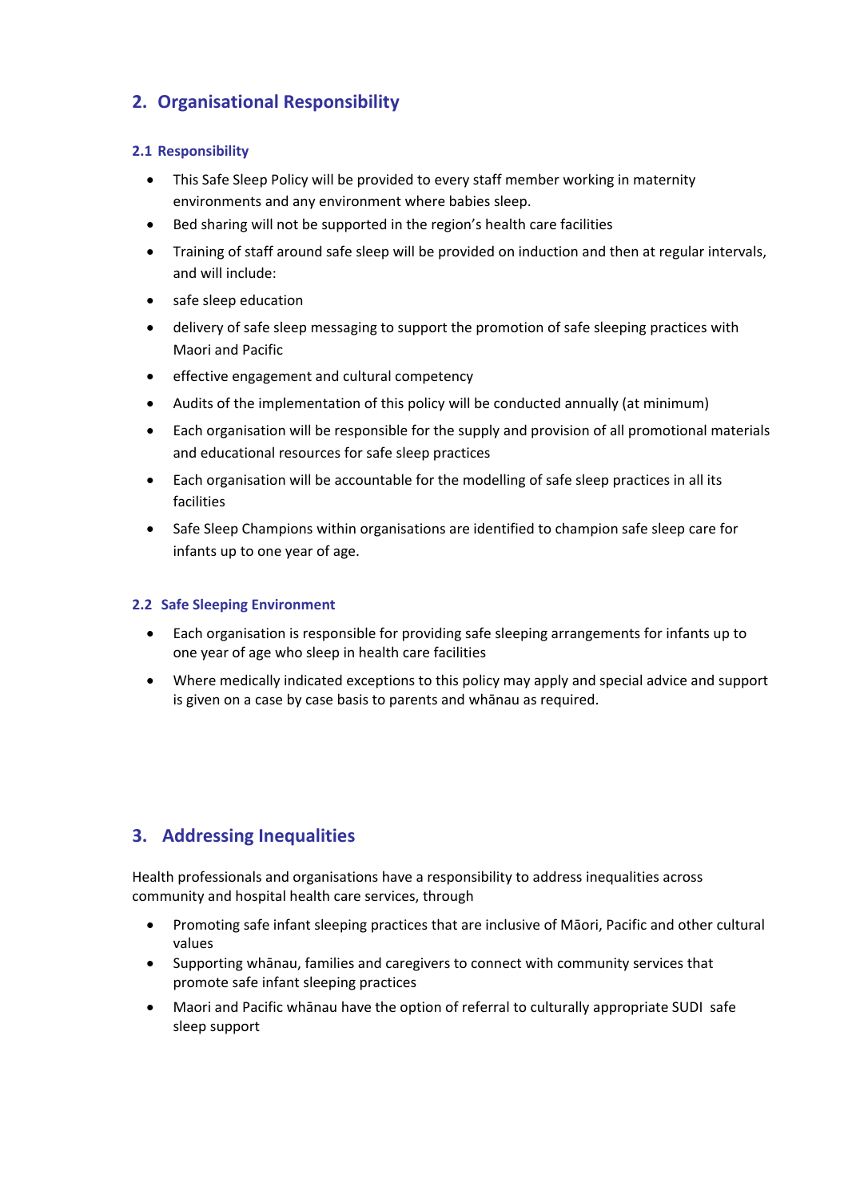## 2. Organisational Responsibility

### 2.1 Responsibility

- This Safe Sleep Policy will be provided to every staff member working in maternity environments and any environment where babies sleep.
- Bed sharing will not be supported in the region's health care facilities
- Training of staff around safe sleep will be provided on induction and then at regular intervals, and will include:
- safe sleep education
- delivery of safe sleep messaging to support the promotion of safe sleeping practices with Maori and Pacific
- effective engagement and cultural competency
- Audits of the implementation of this policy will be conducted annually (at minimum)
- Each organisation will be responsible for the supply and provision of all promotional materials and educational resources for safe sleep practices
- Each organisation will be accountable for the modelling of safe sleep practices in all its facilities
- Safe Sleep Champions within organisations are identified to champion safe sleep care for infants up to one year of age.

### 2.2 Safe Sleeping Environment

- Each organisation is responsible for providing safe sleeping arrangements for infants up to one year of age who sleep in health care facilities
- Where medically indicated exceptions to this policy may apply and special advice and support is given on a case by case basis to parents and whānau as required.

## 3. Addressing Inequalities

Health professionals and organisations have a responsibility to address inequalities across community and hospital health care services, through

- Promoting safe infant sleeping practices that are inclusive of Māori, Pacific and other cultural values
- Supporting whānau, families and caregivers to connect with community services that promote safe infant sleeping practices
- Maori and Pacific whānau have the option of referral to culturally appropriate SUDI safe sleep support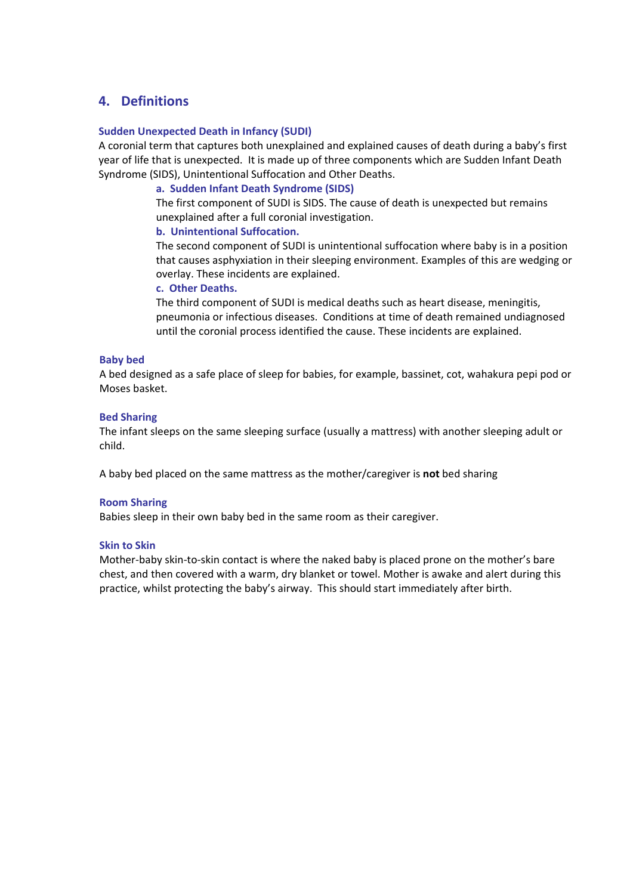## 4. Definitions

### Sudden Unexpected Death in Infancy (SUDI)

A coronial term that captures both unexplained and explained causes of death during a baby's first year of life that is unexpected. It is made up of three components which are Sudden Infant Death Syndrome (SIDS), Unintentional Suffocation and Other Deaths.

**a. Sudden Infant Death Syndrome (SIDS)**

The first component of SUDI is SIDS. The cause of death is unexpected but remains unexplained after a full coronial investigation.

**b. Unintentional Suffocation.**

The second component of SUDI is unintentional suffocation where baby is in a position that causes asphyxiation in their sleeping environment. Examples of this are wedging or overlay. These incidents are explained.

**c. Other Deaths.**

The third component of SUDI is medical deaths such as heart disease, meningitis, pneumonia or infectious diseases. Conditions at time of death remained undiagnosed until the coronial process identified the cause. These incidents are explained.

### Baby bed

A bed designed as a safe place of sleep for babies, for example, bassinet, cot, wahakura pepi pod or Moses basket.

### Bed Sharing

The infant sleeps on the same sleeping surface (usually a mattress) with another sleeping adult or child.

A baby bed placed on the same mattress as the mother/caregiver is **not** bed sharing

### Room Sharing

Babies sleep in their own baby bed in the same room as their caregiver.

### Skin to Skin

Mother-baby skin-to-skin contact is where the naked baby is placed prone on the mother's bare chest, and then covered with a warm, dry blanket or towel. Mother is awake and alert during this practice, whilst protecting the baby's airway. This should start immediately after birth.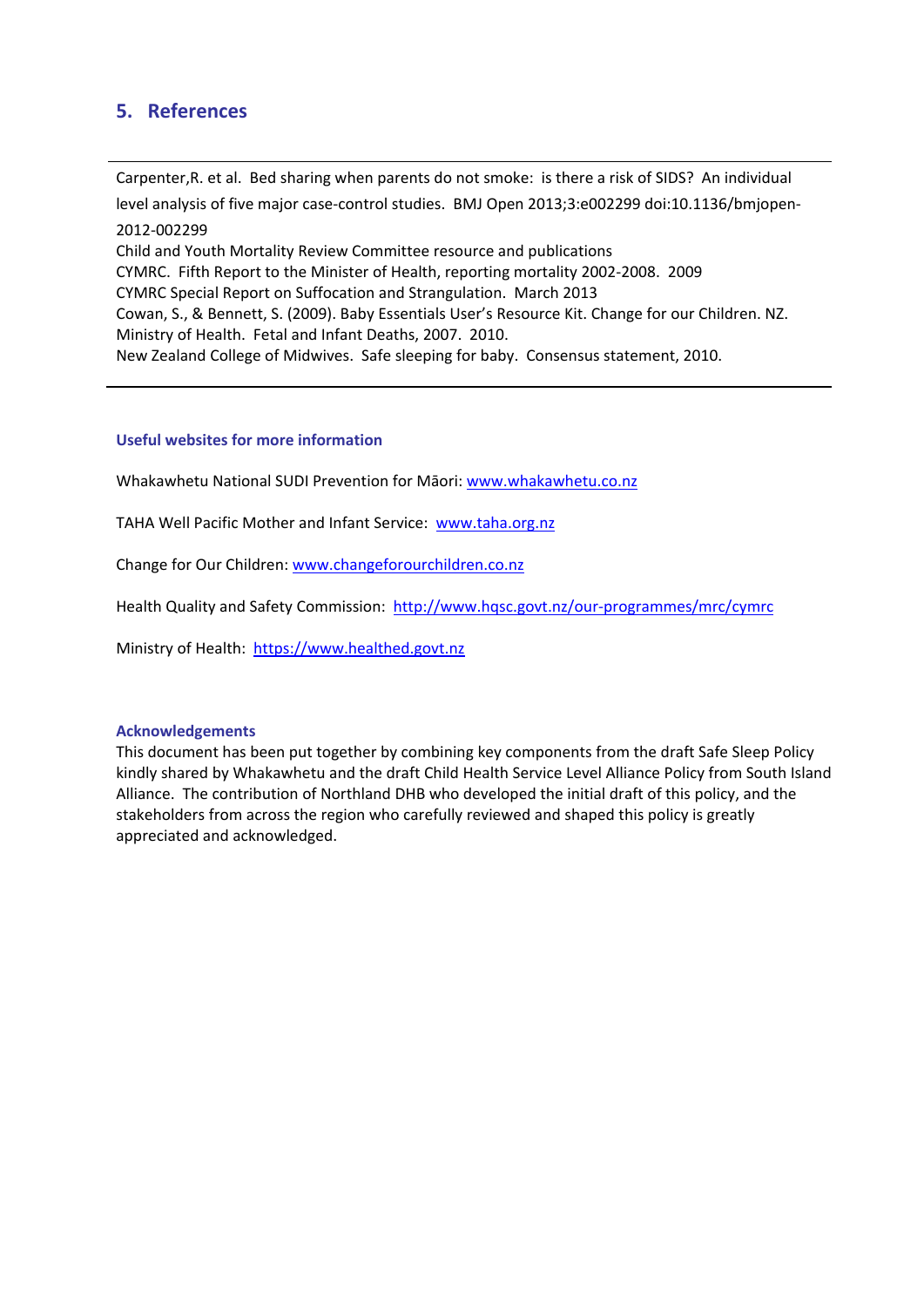## 5. References

Carpenter,R. et al. Bed sharing when parents do not smoke: is there a risk of SIDS? An individual level analysis of five major case-control studies. BMJ Open 2013;3:e002299 doi:10.1136/bmjopen-2012-002299
Child and Youth Mortality Review Committee resource and publications
CYMRC. Fifth Report to the Minister of Health, reporting mortality 2002-2008. 2009
CYMRC Special Report on Suffocation and Strangulation. March 2013
Cowan, S., & Bennett, S. (2009). Baby Essentials User's Resource Kit. Change for our Children. NZ.
Ministry of Health. Fetal and Infant Deaths, 2007. 2010.
New Zealand College of Midwives. Safe sleeping for baby. Consensus statement, 2010.

### Useful websites for more information

Whakawhetu National SUDI Prevention for Māori: www.whakawhetu.co.nz

TAHA Well Pacific Mother and Infant Service: www.taha.org.nz

Change for Our Children: www.changeforourchildren.co.nz

Health Quality and Safety Commission: http://www.hqsc.govt.nz/our-programmes/mrc/cymrc

Ministry of Health: https://www.healthed.govt.nz

### Acknowledgements

This document has been put together by combining key components from the draft Safe Sleep Policy kindly shared by Whakawhetu and the draft Child Health Service Level Alliance Policy from South Island Alliance. The contribution of Northland DHB who developed the initial draft of this policy, and the stakeholders from across the region who carefully reviewed and shaped this policy is greatly appreciated and acknowledged.